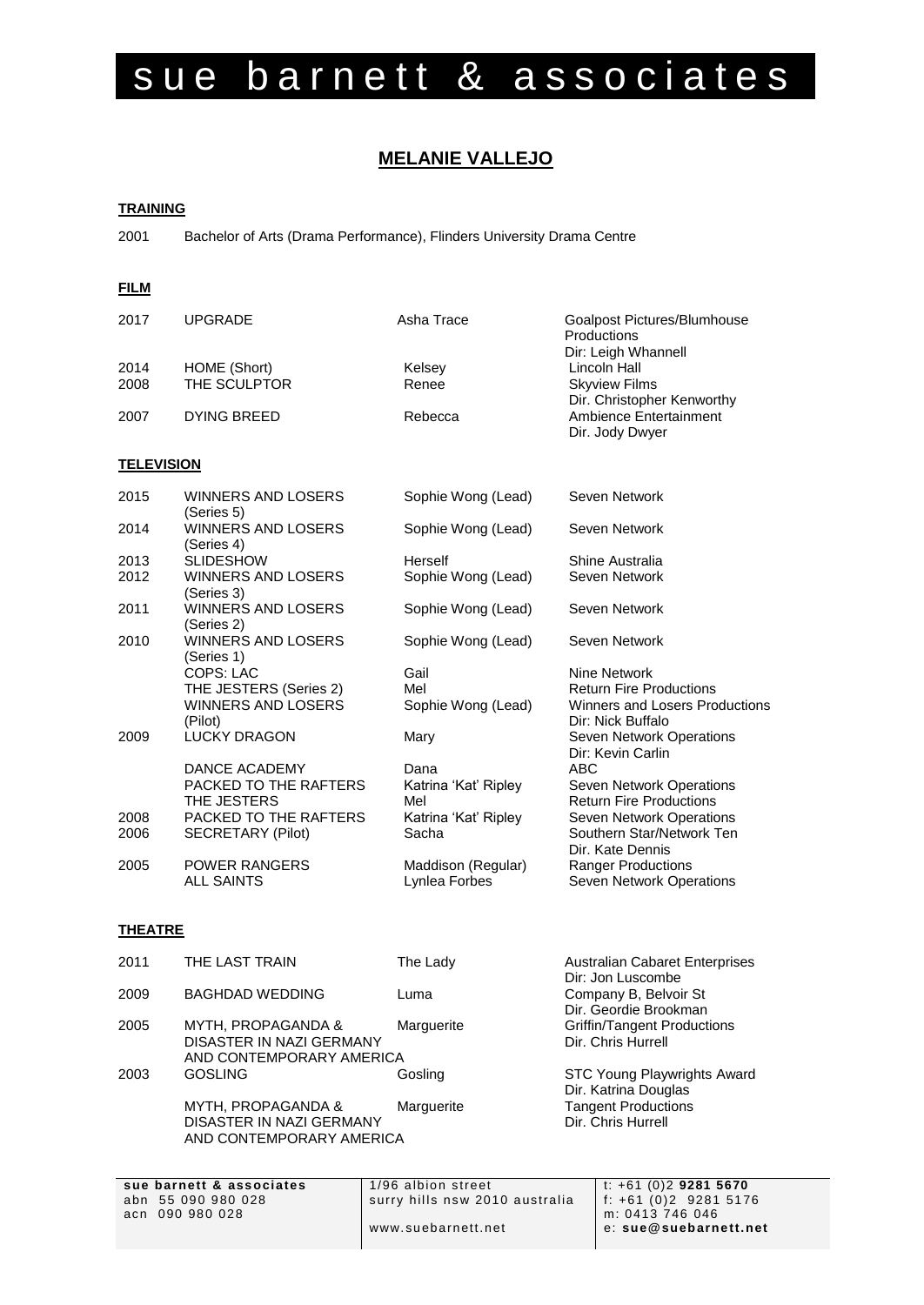# sue barnett & associates

## MELANIE VALLEJO

### TRAINING

2001 Bachelor of Arts (Drama Performance), Flinders University Drama Centre

### FILM

| Year | Title | Role | Production |
|---|---|---|---|
| 2017 | UPGRADE | Asha Trace | Goalpost Pictures/Blumhouse Productions<br>Dir: Leigh Whannell |
| 2014 | HOME (Short) | Kelsey | Lincoln Hall |
| 2008 | THE SCULPTOR | Renee | Skyview Films<br>Dir. Christopher Kenworthy |
| 2007 | DYING BREED | Rebecca | Ambience Entertainment<br>Dir. Jody Dwyer |

### TELEVISION

| Year | Title | Role | Production |
|---|---|---|---|
| 2015 | WINNERS AND LOSERS (Series 5) | Sophie Wong (Lead) | Seven Network |
| 2014 | WINNERS AND LOSERS (Series 4) | Sophie Wong (Lead) | Seven Network |
| 2013 | SLIDESHOW | Herself | Shine Australia |
| 2012 | WINNERS AND LOSERS (Series 3) | Sophie Wong (Lead) | Seven Network |
| 2011 | WINNERS AND LOSERS (Series 2) | Sophie Wong (Lead) | Seven Network |
| 2010 | WINNERS AND LOSERS (Series 1) | Sophie Wong (Lead) | Seven Network |
| | COPS: LAC | Gail | Nine Network |
| | THE JESTERS (Series 2) | Mel | Return Fire Productions |
| | WINNERS AND LOSERS (Pilot) | Sophie Wong (Lead) | Winners and Losers Productions<br>Dir: Nick Buffalo |
| 2009 | LUCKY DRAGON | Mary | Seven Network Operations<br>Dir: Kevin Carlin |
| | DANCE ACADEMY | Dana | ABC |
| | PACKED TO THE RAFTERS | Katrina 'Kat' Ripley | Seven Network Operations |
| | THE JESTERS | Mel | Return Fire Productions |
| 2008 | PACKED TO THE RAFTERS | Katrina 'Kat' Ripley | Seven Network Operations |
| 2006 | SECRETARY (Pilot) | Sacha | Southern Star/Network Ten<br>Dir. Kate Dennis |
| 2005 | POWER RANGERS | Maddison (Regular) | Ranger Productions |
| | ALL SAINTS | Lynlea Forbes | Seven Network Operations |

### THEATRE

| Year | Title | Role | Production |
|---|---|---|---|
| 2011 | THE LAST TRAIN | The Lady | Australian Cabaret Enterprises<br>Dir: Jon Luscombe |
| 2009 | BAGHDAD WEDDING | Luma | Company B, Belvoir St<br>Dir. Geordie Brookman |
| 2005 | MYTH, PROPAGANDA & DISASTER IN NAZI GERMANY AND CONTEMPORARY AMERICA | Marguerite | Griffin/Tangent Productions<br>Dir. Chris Hurrell |
| 2003 | GOSLING | Gosling | STC Young Playwrights Award<br>Dir. Katrina Douglas |
| | MYTH, PROPAGANDA & DISASTER IN NAZI GERMANY AND CONTEMPORARY AMERICA | Marguerite | Tangent Productions<br>Dir. Chris Hurrell |

**sue barnett & associates**
abn 55 090 980 028
acn 090 980 028

1/96 albion street
surry hills nsw 2010 australia
www.suebarnett.net

t: +61 (0)2 **9281 5670**
f: +61 (0)2 9281 5176
m: 0413 746 046
e: **sue@suebarnett.net**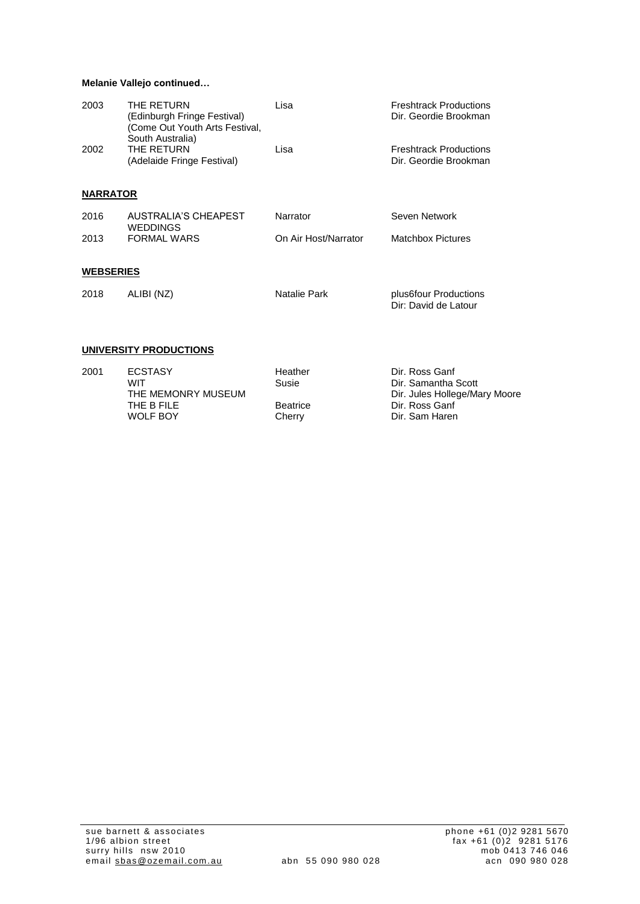**Melanie Vallejo continued…**

| | | | |
|---|---|---|---|
| 2003 | THE RETURN (Edinburgh Fringe Festival) (Come Out Youth Arts Festival, South Australia) | Lisa | Freshtrack Productions Dir. Geordie Brookman |
| 2002 | THE RETURN (Adelaide Fringe Festival) | Lisa | Freshtrack Productions Dir. Geordie Brookman |

**NARRATOR**

| | | | |
|---|---|---|---|
| 2016 | AUSTRALIA'S CHEAPEST WEDDINGS | Narrator | Seven Network |
| 2013 | FORMAL WARS | On Air Host/Narrator | Matchbox Pictures |

**WEBSERIES**

| | | | |
|---|---|---|---|
| 2018 | ALIBI (NZ) | Natalie Park | plus6four Productions Dir: David de Latour |

**UNIVERSITY PRODUCTIONS**

| | | | |
|---|---|---|---|
| 2001 | ECSTASY | Heather | Dir. Ross Ganf |
| | WIT | Susie | Dir. Samantha Scott |
| | THE MEMONRY MUSEUM | | Dir. Jules Hollege/Mary Moore |
| | THE B FILE | Beatrice | Dir. Ross Ganf |
| | WOLF BOY | Cherry | Dir. Sam Haren |

sue barnett & associates
1/96 albion street
surry hills nsw 2010
email sbas@ozemail.com.au

abn 55 090 980 028

phone +61 (0)2 9281 5670
fax +61 (0)2 9281 5176
mob 0413 746 046
acn 090 980 028